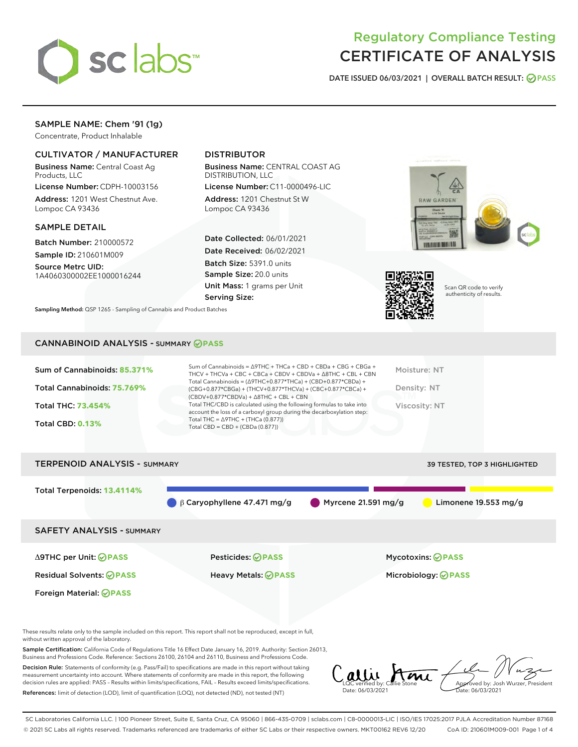# Regulatory Compliance Testing
# CERTIFICATE OF ANALYSIS

DATE ISSUED 06/03/2021 | OVERALL BATCH RESULT: PASS

## SAMPLE NAME: Chem '91 (1g)

Concentrate, Product Inhalable

### CULTIVATOR / MANUFACTURER

**Business Name:** Central Coast Ag Products, LLC

**License Number:** CDPH-10003156

**Address:** 1201 West Chestnut Ave. Lompoc CA 93436

### DISTRIBUTOR

**Business Name:** CENTRAL COAST AG DISTRIBUTION, LLC

**License Number:** C11-0000496-LIC

**Address:** 1201 Chestnut St W Lompoc CA 93436

### SAMPLE DETAIL

**Batch Number:** 210000572

**Sample ID:** 210601M009

**Source Metrc UID:** 1A4060300002EE1000016244

**Date Collected:** 06/01/2021

**Date Received:** 06/02/2021

**Batch Size:** 5391.0 units

**Sample Size:** 20.0 units

**Unit Mass:** 1 grams per Unit

**Serving Size:**

**Sampling Method:** QSP 1265 - Sampling of Cannabis and Product Batches

Scan QR code to verify authenticity of results.

## CANNABINOID ANALYSIS - SUMMARY PASS

**Sum of Cannabinoids:** 85.371%

**Total Cannabinoids:** 75.769%

**Total THC:** 73.454%

**Total CBD:** 0.13%

Sum of Cannabinoids = Δ9THC + THCa + CBD + CBDa + CBG + CBGa + THCV + THCVa + CBC + CBCa + CBDV + CBDVa + Δ8THC + CBL + CBN

Total Cannabinoids = (Δ9THC+0.877*THCa) + (CBD+0.877*CBDa) + (CBG+0.877*CBGa) + (THCV+0.877*THCVa) + (CBC+0.877*CBCa) + (CBDV+0.877*CBDVa) + Δ8THC + CBL + CBN

Total THC/CBD is calculated using the following formulas to take into account the loss of a carboxyl group during the decarboxylation step:

Total THC = Δ9THC + (THCa (0.877))

Total CBD = CBD + (CBDa (0.877))

Moisture: NT

Density: NT

Viscosity: NT

## TERPENOID ANALYSIS - SUMMARY

39 TESTED, TOP 3 HIGHLIGHTED

**Total Terpenoids:** 13.4114%

β Caryophyllene 47.471 mg/g

Myrcene 21.591 mg/g

Limonene 19.553 mg/g

## SAFETY ANALYSIS - SUMMARY

| | | |
|---|---|---|
| Δ9THC per Unit: PASS | Pesticides: PASS | Mycotoxins: PASS |
| Residual Solvents: PASS | Heavy Metals: PASS | Microbiology: PASS |
| Foreign Material: PASS | | |

These results relate only to the sample included on this report. This report shall not be reproduced, except in full, without written approval of the laboratory.

**Sample Certification:** California Code of Regulations Title 16 Effect Date January 16, 2019. Authority: Section 26013, Business and Professions Code. Reference: Sections 26100, 26104 and 26110, Business and Professions Code.

**Decision Rule:** Statements of conformity (e.g. Pass/Fail) to specifications are made in this report without taking measurement uncertainty into account. Where statements of conformity are made in this report, the following decision rules are applied: PASS - Results within limits/specifications, FAIL - Results exceed limits/specifications.

**References:** limit of detection (LOD), limit of quantification (LOQ), not detected (ND), not tested (NT)

LQC verified by: Callie Stone
Date: 06/03/2021

Approved by: Josh Wurzer, President
Date: 06/03/2021

SC Laboratories California LLC. | 100 Pioneer Street, Suite E, Santa Cruz, CA 95060 | 866-435-0709 | sclabs.com | C8-0000013-LIC | ISO/IES 17025:2017 PJLA Accreditation Number 87168

© 2021 SC Labs all rights reserved. Trademarks referenced are trademarks of either SC Labs or their respective owners. MKT00162 REV6 12/20 CoA ID: 210601M009-001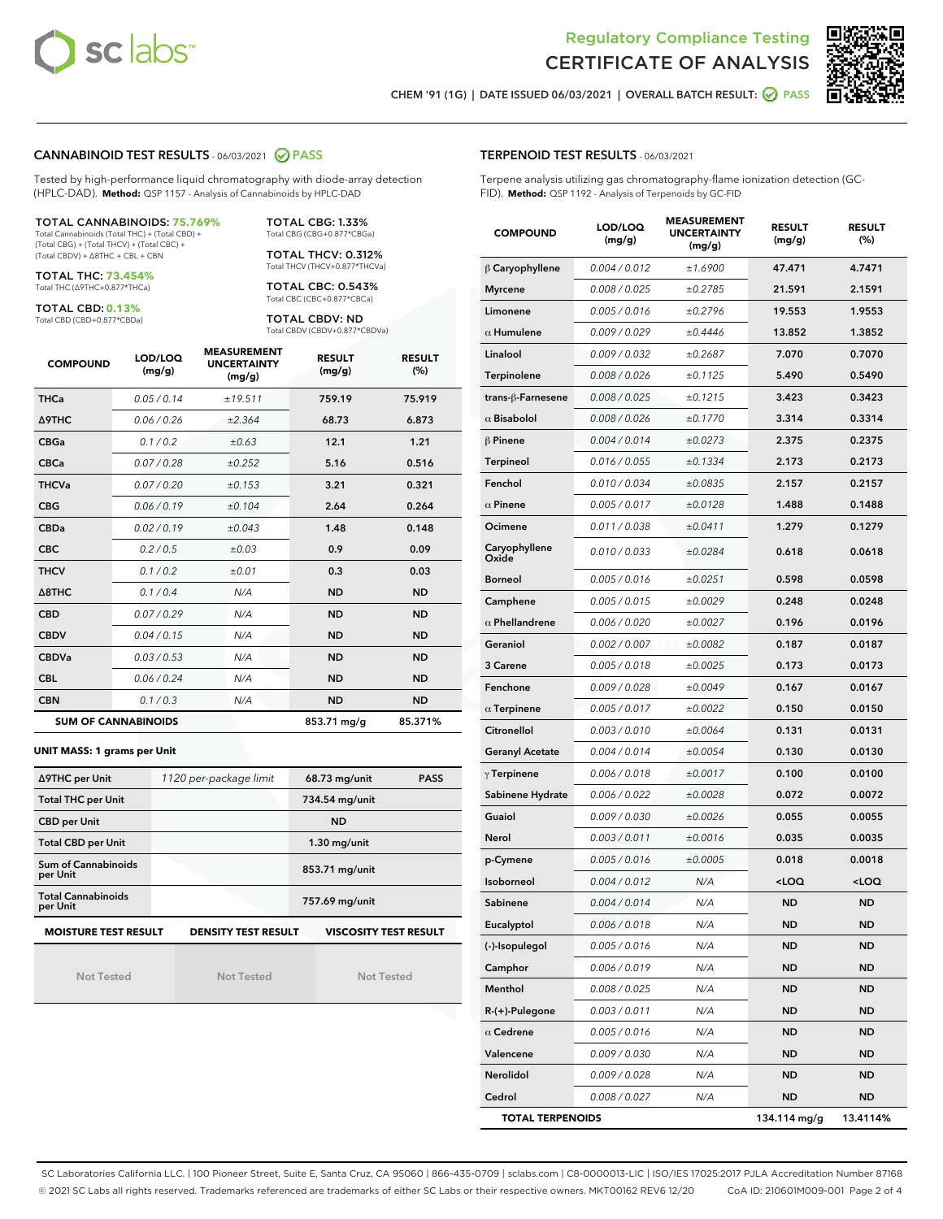Regulatory Compliance Testing

# CERTIFICATE OF ANALYSIS

CHEM '91 (1G) | DATE ISSUED 06/03/2021 | OVERALL BATCH RESULT: PASS

## CANNABINOID TEST RESULTS - 06/03/2021 PASS

Tested by high-performance liquid chromatography with diode-array detection (HPLC-DAD). **Method:** QSP 1157 - Analysis of Cannabinoids by HPLC-DAD

**TOTAL CANNABINOIDS: 75.769%**
Total Cannabinoids (Total THC) + (Total CBD) + (Total CBG) + (Total THCV) + (Total CBC) + (Total CBDV) + Δ8THC + CBL + CBN

**TOTAL THC: 73.454%**
Total THC (Δ9THC+0.877*THCa)

**TOTAL CBD: 0.13%**
Total CBD (CBD+0.877*CBDa)

**TOTAL CBG: 1.33%**
Total CBG (CBG+0.877*CBGa)

**TOTAL THCV: 0.312%**
Total THCV (THCV+0.877*THCVa)

**TOTAL CBC: 0.543%**
Total CBC (CBC+0.877*CBCa)

**TOTAL CBDV: ND**
Total CBDV (CBDV+0.877*CBDVa)

| COMPOUND | LOD/LOQ (mg/g) | MEASUREMENT UNCERTAINTY (mg/g) | RESULT (mg/g) | RESULT (%) |
|---|---|---|---|---|
| THCa | 0.05 / 0.14 | ±19.511 | 759.19 | 75.919 |
| Δ9THC | 0.06 / 0.26 | ±2.364 | 68.73 | 6.873 |
| CBGa | 0.1 / 0.2 | ±0.63 | 12.1 | 1.21 |
| CBCa | 0.07 / 0.28 | ±0.252 | 5.16 | 0.516 |
| THCVa | 0.07 / 0.20 | ±0.153 | 3.21 | 0.321 |
| CBG | 0.06 / 0.19 | ±0.104 | 2.64 | 0.264 |
| CBDa | 0.02 / 0.19 | ±0.043 | 1.48 | 0.148 |
| CBC | 0.2 / 0.5 | ±0.03 | 0.9 | 0.09 |
| THCV | 0.1 / 0.2 | ±0.01 | 0.3 | 0.03 |
| Δ8THC | 0.1 / 0.4 | N/A | ND | ND |
| CBD | 0.07 / 0.29 | N/A | ND | ND |
| CBDV | 0.04 / 0.15 | N/A | ND | ND |
| CBDVa | 0.03 / 0.53 | N/A | ND | ND |
| CBL | 0.06 / 0.24 | N/A | ND | ND |
| CBN | 0.1 / 0.3 | N/A | ND | ND |
| **SUM OF CANNABINOIDS** | | | 853.71 mg/g | 85.371% |

### UNIT MASS: 1 grams per Unit

| | | | |
|---|---|---|---|
| Δ9THC per Unit | 1120 per-package limit | 68.73 mg/unit | PASS |
| Total THC per Unit | | 734.54 mg/unit | |
| CBD per Unit | | ND | |
| Total CBD per Unit | | 1.30 mg/unit | |
| Sum of Cannabinoids per Unit | | 853.71 mg/unit | |
| Total Cannabinoids per Unit | | 757.69 mg/unit | |

| MOISTURE TEST RESULT | DENSITY TEST RESULT | VISCOSITY TEST RESULT |
|---|---|---|
| Not Tested | Not Tested | Not Tested |

## TERPENOID TEST RESULTS - 06/03/2021

Terpene analysis utilizing gas chromatography-flame ionization detection (GC-FID). **Method:** QSP 1192 - Analysis of Terpenoids by GC-FID

| COMPOUND | LOD/LOQ (mg/g) | MEASUREMENT UNCERTAINTY (mg/g) | RESULT (mg/g) | RESULT (%) |
|---|---|---|---|---|
| β Caryophyllene | 0.004 / 0.012 | ±1.6900 | 47.471 | 4.7471 |
| Myrcene | 0.008 / 0.025 | ±0.2785 | 21.591 | 2.1591 |
| Limonene | 0.005 / 0.016 | ±0.2796 | 19.553 | 1.9553 |
| α Humulene | 0.009 / 0.029 | ±0.4446 | 13.852 | 1.3852 |
| Linalool | 0.009 / 0.032 | ±0.2687 | 7.070 | 0.7070 |
| Terpinolene | 0.008 / 0.026 | ±0.1125 | 5.490 | 0.5490 |
| trans-β-Farnesene | 0.008 / 0.025 | ±0.1215 | 3.423 | 0.3423 |
| α Bisabolol | 0.008 / 0.026 | ±0.1770 | 3.314 | 0.3314 |
| β Pinene | 0.004 / 0.014 | ±0.0273 | 2.375 | 0.2375 |
| Terpineol | 0.016 / 0.055 | ±0.1334 | 2.173 | 0.2173 |
| Fenchol | 0.010 / 0.034 | ±0.0835 | 2.157 | 0.2157 |
| α Pinene | 0.005 / 0.017 | ±0.0128 | 1.488 | 0.1488 |
| Ocimene | 0.011 / 0.038 | ±0.0411 | 1.279 | 0.1279 |
| Caryophyllene Oxide | 0.010 / 0.033 | ±0.0284 | 0.618 | 0.0618 |
| Borneol | 0.005 / 0.016 | ±0.0251 | 0.598 | 0.0598 |
| Camphene | 0.005 / 0.015 | ±0.0029 | 0.248 | 0.0248 |
| α Phellandrene | 0.006 / 0.020 | ±0.0027 | 0.196 | 0.0196 |
| Geraniol | 0.002 / 0.007 | ±0.0082 | 0.187 | 0.0187 |
| 3 Carene | 0.005 / 0.018 | ±0.0025 | 0.173 | 0.0173 |
| Fenchone | 0.009 / 0.028 | ±0.0049 | 0.167 | 0.0167 |
| α Terpinene | 0.005 / 0.017 | ±0.0022 | 0.150 | 0.0150 |
| Citronellol | 0.003 / 0.010 | ±0.0064 | 0.131 | 0.0131 |
| Geranyl Acetate | 0.004 / 0.014 | ±0.0054 | 0.130 | 0.0130 |
| γ Terpinene | 0.006 / 0.018 | ±0.0017 | 0.100 | 0.0100 |
| Sabinene Hydrate | 0.006 / 0.022 | ±0.0028 | 0.072 | 0.0072 |
| Guaiol | 0.009 / 0.030 | ±0.0026 | 0.055 | 0.0055 |
| Nerol | 0.003 / 0.011 | ±0.0016 | 0.035 | 0.0035 |
| p-Cymene | 0.005 / 0.016 | ±0.0005 | 0.018 | 0.0018 |
| Isoborneol | 0.004 / 0.012 | N/A | <LOQ | <LOQ |
| Sabinene | 0.004 / 0.014 | N/A | ND | ND |
| Eucalyptol | 0.006 / 0.018 | N/A | ND | ND |
| (-)-Isopulegol | 0.005 / 0.016 | N/A | ND | ND |
| Camphor | 0.006 / 0.019 | N/A | ND | ND |
| Menthol | 0.008 / 0.025 | N/A | ND | ND |
| R-(+)-Pulegone | 0.003 / 0.011 | N/A | ND | ND |
| α Cedrene | 0.005 / 0.016 | N/A | ND | ND |
| Valencene | 0.009 / 0.030 | N/A | ND | ND |
| Nerolidol | 0.009 / 0.028 | N/A | ND | ND |
| Cedrol | 0.008 / 0.027 | N/A | ND | ND |
| **TOTAL TERPENOIDS** | | | 134.114 mg/g | 13.4114% |

SC Laboratories California LLC. | 100 Pioneer Street, Suite E, Santa Cruz, CA 95060 | 866-435-0709 | sclabs.com | C8-0000013-LIC | ISO/IES 17025:2017 PJLA Accreditation Number 87168
© 2021 SC Labs all rights reserved. Trademarks referenced are trademarks of either SC Labs or their respective owners. MKT00162 REV6 12/20 CoA ID: 210601M009-001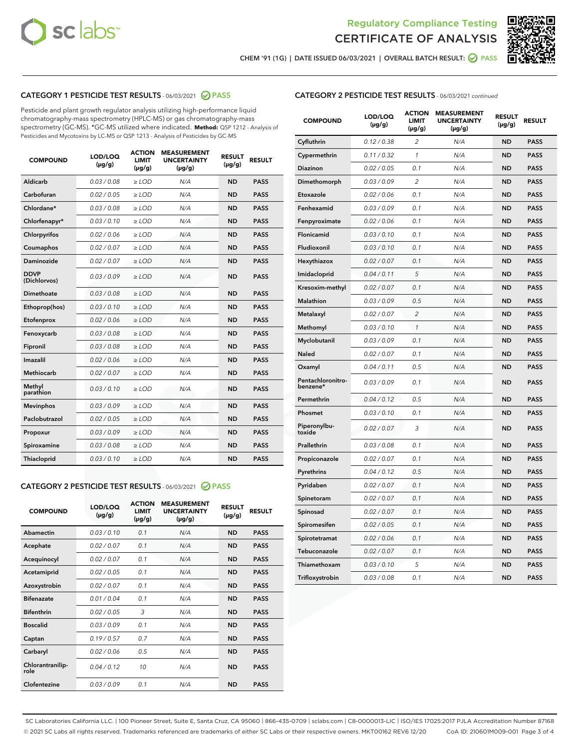Regulatory Compliance Testing
CERTIFICATE OF ANALYSIS

CHEM '91 (1G) | DATE ISSUED 06/03/2021 | OVERALL BATCH RESULT: PASS

## CATEGORY 1 PESTICIDE TEST RESULTS - 06/03/2021 PASS

Pesticide and plant growth regulator analysis utilizing high-performance liquid chromatography-mass spectrometry (HPLC-MS) or gas chromatography-mass spectrometry (GC-MS). *GC-MS utilized where indicated. **Method:** QSP 1212 - Analysis of Pesticides and Mycotoxins by LC-MS or QSP 1213 - Analysis of Pesticides by GC-MS

| COMPOUND | LOD/LOQ (µg/g) | ACTION LIMIT (µg/g) | MEASUREMENT UNCERTAINTY (µg/g) | RESULT (µg/g) | RESULT |
|---|---|---|---|---|---|
| Aldicarb | 0.03 / 0.08 | ≥ LOD | N/A | ND | PASS |
| Carbofuran | 0.02 / 0.05 | ≥ LOD | N/A | ND | PASS |
| Chlordane* | 0.03 / 0.08 | ≥ LOD | N/A | ND | PASS |
| Chlorfenapyr* | 0.03 / 0.10 | ≥ LOD | N/A | ND | PASS |
| Chlorpyrifos | 0.02 / 0.06 | ≥ LOD | N/A | ND | PASS |
| Coumaphos | 0.02 / 0.07 | ≥ LOD | N/A | ND | PASS |
| Daminozide | 0.02 / 0.07 | ≥ LOD | N/A | ND | PASS |
| DDVP (Dichlorvos) | 0.03 / 0.09 | ≥ LOD | N/A | ND | PASS |
| Dimethoate | 0.03 / 0.08 | ≥ LOD | N/A | ND | PASS |
| Ethoprop(hos) | 0.03 / 0.10 | ≥ LOD | N/A | ND | PASS |
| Etofenprox | 0.02 / 0.06 | ≥ LOD | N/A | ND | PASS |
| Fenoxycarb | 0.03 / 0.08 | ≥ LOD | N/A | ND | PASS |
| Fipronil | 0.03 / 0.08 | ≥ LOD | N/A | ND | PASS |
| Imazalil | 0.02 / 0.06 | ≥ LOD | N/A | ND | PASS |
| Methiocarb | 0.02 / 0.07 | ≥ LOD | N/A | ND | PASS |
| Methyl parathion | 0.03 / 0.10 | ≥ LOD | N/A | ND | PASS |
| Mevinphos | 0.03 / 0.09 | ≥ LOD | N/A | ND | PASS |
| Paclobutrazol | 0.02 / 0.05 | ≥ LOD | N/A | ND | PASS |
| Propoxur | 0.03 / 0.09 | ≥ LOD | N/A | ND | PASS |
| Spiroxamine | 0.03 / 0.08 | ≥ LOD | N/A | ND | PASS |
| Thiacloprid | 0.03 / 0.10 | ≥ LOD | N/A | ND | PASS |

## CATEGORY 2 PESTICIDE TEST RESULTS - 06/03/2021 PASS

| COMPOUND | LOD/LOQ (µg/g) | ACTION LIMIT (µg/g) | MEASUREMENT UNCERTAINTY (µg/g) | RESULT (µg/g) | RESULT |
|---|---|---|---|---|---|
| Abamectin | 0.03 / 0.10 | 0.1 | N/A | ND | PASS |
| Acephate | 0.02 / 0.07 | 0.1 | N/A | ND | PASS |
| Acequinocyl | 0.02 / 0.07 | 0.1 | N/A | ND | PASS |
| Acetamiprid | 0.02 / 0.05 | 0.1 | N/A | ND | PASS |
| Azoxystrobin | 0.02 / 0.07 | 0.1 | N/A | ND | PASS |
| Bifenazate | 0.01 / 0.04 | 0.1 | N/A | ND | PASS |
| Bifenthrin | 0.02 / 0.05 | 3 | N/A | ND | PASS |
| Boscalid | 0.03 / 0.09 | 0.1 | N/A | ND | PASS |
| Captan | 0.19 / 0.57 | 0.7 | N/A | ND | PASS |
| Carbaryl | 0.02 / 0.06 | 0.5 | N/A | ND | PASS |
| Chlorantraniliprole | 0.04 / 0.12 | 10 | N/A | ND | PASS |
| Clofentezine | 0.03 / 0.09 | 0.1 | N/A | ND | PASS |
| Cyfluthrin | 0.12 / 0.38 | 2 | N/A | ND | PASS |
| Cypermethrin | 0.11 / 0.32 | 1 | N/A | ND | PASS |
| Diazinon | 0.02 / 0.05 | 0.1 | N/A | ND | PASS |
| Dimethomorph | 0.03 / 0.09 | 2 | N/A | ND | PASS |
| Etoxazole | 0.02 / 0.06 | 0.1 | N/A | ND | PASS |
| Fenhexamid | 0.03 / 0.09 | 0.1 | N/A | ND | PASS |
| Fenpyroximate | 0.02 / 0.06 | 0.1 | N/A | ND | PASS |
| Flonicamid | 0.03 / 0.10 | 0.1 | N/A | ND | PASS |
| Fludioxonil | 0.03 / 0.10 | 0.1 | N/A | ND | PASS |
| Hexythiazox | 0.02 / 0.07 | 0.1 | N/A | ND | PASS |
| Imidacloprid | 0.04 / 0.11 | 5 | N/A | ND | PASS |
| Kresoxim-methyl | 0.02 / 0.07 | 0.1 | N/A | ND | PASS |
| Malathion | 0.03 / 0.09 | 0.5 | N/A | ND | PASS |
| Metalaxyl | 0.02 / 0.07 | 2 | N/A | ND | PASS |
| Methomyl | 0.03 / 0.10 | 1 | N/A | ND | PASS |
| Myclobutanil | 0.03 / 0.09 | 0.1 | N/A | ND | PASS |
| Naled | 0.02 / 0.07 | 0.1 | N/A | ND | PASS |
| Oxamyl | 0.04 / 0.11 | 0.5 | N/A | ND | PASS |
| Pentachloronitrobenzene* | 0.03 / 0.09 | 0.1 | N/A | ND | PASS |
| Permethrin | 0.04 / 0.12 | 0.5 | N/A | ND | PASS |
| Phosmet | 0.03 / 0.10 | 0.1 | N/A | ND | PASS |
| Piperonylbutoxide | 0.02 / 0.07 | 3 | N/A | ND | PASS |
| Prallethrin | 0.03 / 0.08 | 0.1 | N/A | ND | PASS |
| Propiconazole | 0.02 / 0.07 | 0.1 | N/A | ND | PASS |
| Pyrethrins | 0.04 / 0.12 | 0.5 | N/A | ND | PASS |
| Pyridaben | 0.02 / 0.07 | 0.1 | N/A | ND | PASS |
| Spinetoram | 0.02 / 0.07 | 0.1 | N/A | ND | PASS |
| Spinosad | 0.02 / 0.07 | 0.1 | N/A | ND | PASS |
| Spiromesifen | 0.02 / 0.05 | 0.1 | N/A | ND | PASS |
| Spirotetramat | 0.02 / 0.06 | 0.1 | N/A | ND | PASS |
| Tebuconazole | 0.02 / 0.07 | 0.1 | N/A | ND | PASS |
| Thiamethoxam | 0.03 / 0.10 | 5 | N/A | ND | PASS |
| Trifloxystrobin | 0.03 / 0.08 | 0.1 | N/A | ND | PASS |

SC Laboratories California LLC. | 100 Pioneer Street, Suite E, Santa Cruz, CA 95060 | 866-435-0709 | sclabs.com | C8-0000013-LIC | ISO/IES 17025:2017 PJLA Accreditation Number 87168
© 2021 SC Labs all rights reserved. Trademarks referenced are trademarks of either SC Labs or their respective owners. MKT00162 REV6 12/20 CoA ID: 210601M009-001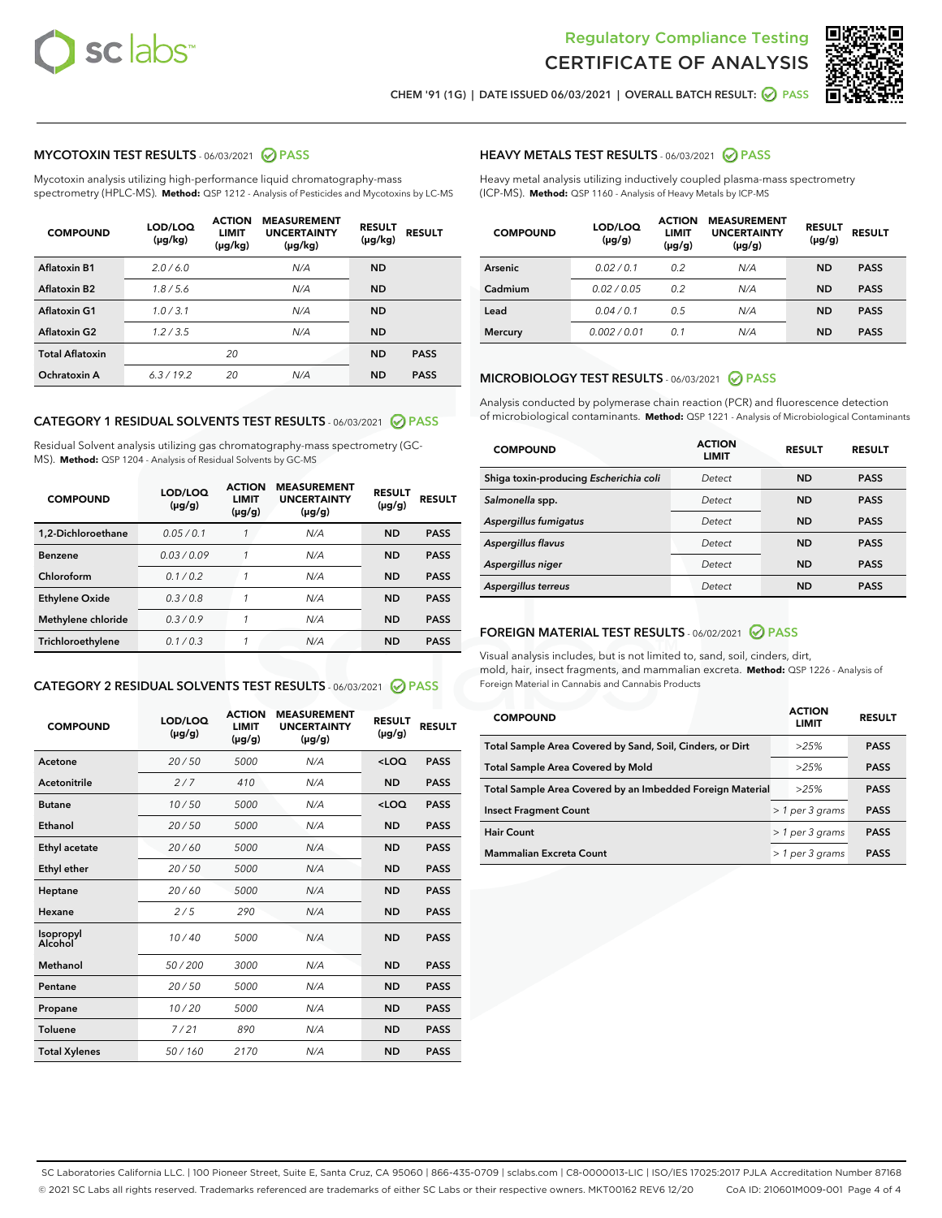Regulatory Compliance Testing
# CERTIFICATE OF ANALYSIS

CHEM '91 (1G) | DATE ISSUED 06/03/2021 | OVERALL BATCH RESULT: PASS

## MYCOTOXIN TEST RESULTS - 06/03/2021 PASS

Mycotoxin analysis utilizing high-performance liquid chromatography-mass spectrometry (HPLC-MS). **Method:** QSP 1212 - Analysis of Pesticides and Mycotoxins by LC-MS

| COMPOUND | LOD/LOQ (µg/kg) | ACTION LIMIT (µg/kg) | MEASUREMENT UNCERTAINTY (µg/kg) | RESULT (µg/kg) | RESULT |
|---|---|---|---|---|---|
| Aflatoxin B1 | 2.0 / 6.0 | | N/A | ND | |
| Aflatoxin B2 | 1.8 / 5.6 | | N/A | ND | |
| Aflatoxin G1 | 1.0 / 3.1 | | N/A | ND | |
| Aflatoxin G2 | 1.2 / 3.5 | | N/A | ND | |
| Total Aflatoxin | | 20 | | ND | PASS |
| Ochratoxin A | 6.3 / 19.2 | 20 | N/A | ND | PASS |

## CATEGORY 1 RESIDUAL SOLVENTS TEST RESULTS - 06/03/2021 PASS

Residual Solvent analysis utilizing gas chromatography-mass spectrometry (GC-MS). **Method:** QSP 1204 - Analysis of Residual Solvents by GC-MS

| COMPOUND | LOD/LOQ (µg/g) | ACTION LIMIT (µg/g) | MEASUREMENT UNCERTAINTY (µg/g) | RESULT (µg/g) | RESULT |
|---|---|---|---|---|---|
| 1,2-Dichloroethane | 0.05 / 0.1 | 1 | N/A | ND | PASS |
| Benzene | 0.03 / 0.09 | 1 | N/A | ND | PASS |
| Chloroform | 0.1 / 0.2 | 1 | N/A | ND | PASS |
| Ethylene Oxide | 0.3 / 0.8 | 1 | N/A | ND | PASS |
| Methylene chloride | 0.3 / 0.9 | 1 | N/A | ND | PASS |
| Trichloroethylene | 0.1 / 0.3 | 1 | N/A | ND | PASS |

## CATEGORY 2 RESIDUAL SOLVENTS TEST RESULTS - 06/03/2021 PASS

| COMPOUND | LOD/LOQ (µg/g) | ACTION LIMIT (µg/g) | MEASUREMENT UNCERTAINTY (µg/g) | RESULT (µg/g) | RESULT |
|---|---|---|---|---|---|
| Acetone | 20 / 50 | 5000 | N/A | <LOQ | PASS |
| Acetonitrile | 2 / 7 | 410 | N/A | ND | PASS |
| Butane | 10 / 50 | 5000 | N/A | <LOQ | PASS |
| Ethanol | 20 / 50 | 5000 | N/A | ND | PASS |
| Ethyl acetate | 20 / 60 | 5000 | N/A | ND | PASS |
| Ethyl ether | 20 / 50 | 5000 | N/A | ND | PASS |
| Heptane | 20 / 60 | 5000 | N/A | ND | PASS |
| Hexane | 2 / 5 | 290 | N/A | ND | PASS |
| Isopropyl Alcohol | 10 / 40 | 5000 | N/A | ND | PASS |
| Methanol | 50 / 200 | 3000 | N/A | ND | PASS |
| Pentane | 20 / 50 | 5000 | N/A | ND | PASS |
| Propane | 10 / 20 | 5000 | N/A | ND | PASS |
| Toluene | 7 / 21 | 890 | N/A | ND | PASS |
| Total Xylenes | 50 / 160 | 2170 | N/A | ND | PASS |

## HEAVY METALS TEST RESULTS - 06/03/2021 PASS

Heavy metal analysis utilizing inductively coupled plasma-mass spectrometry (ICP-MS). **Method:** QSP 1160 - Analysis of Heavy Metals by ICP-MS

| COMPOUND | LOD/LOQ (µg/g) | ACTION LIMIT (µg/g) | MEASUREMENT UNCERTAINTY (µg/g) | RESULT (µg/g) | RESULT |
|---|---|---|---|---|---|
| Arsenic | 0.02 / 0.1 | 0.2 | N/A | ND | PASS |
| Cadmium | 0.02 / 0.05 | 0.2 | N/A | ND | PASS |
| Lead | 0.04 / 0.1 | 0.5 | N/A | ND | PASS |
| Mercury | 0.002 / 0.01 | 0.1 | N/A | ND | PASS |

## MICROBIOLOGY TEST RESULTS - 06/03/2021 PASS

Analysis conducted by polymerase chain reaction (PCR) and fluorescence detection of microbiological contaminants. **Method:** QSP 1221 - Analysis of Microbiological Contaminants

| COMPOUND | ACTION LIMIT | RESULT | RESULT |
|---|---|---|---|
| Shiga toxin-producing *Escherichia coli* | Detect | ND | PASS |
| *Salmonella* spp. | Detect | ND | PASS |
| *Aspergillus fumigatus* | Detect | ND | PASS |
| *Aspergillus flavus* | Detect | ND | PASS |
| *Aspergillus niger* | Detect | ND | PASS |
| *Aspergillus terreus* | Detect | ND | PASS |

## FOREIGN MATERIAL TEST RESULTS - 06/02/2021 PASS

Visual analysis includes, but is not limited to, sand, soil, cinders, dirt, mold, hair, insect fragments, and mammalian excreta. **Method:** QSP 1226 - Analysis of Foreign Material in Cannabis and Cannabis Products

| COMPOUND | ACTION LIMIT | RESULT |
|---|---|---|
| Total Sample Area Covered by Sand, Soil, Cinders, or Dirt | >25% | PASS |
| Total Sample Area Covered by Mold | >25% | PASS |
| Total Sample Area Covered by an Imbedded Foreign Material | >25% | PASS |
| Insect Fragment Count | > 1 per 3 grams | PASS |
| Hair Count | > 1 per 3 grams | PASS |
| Mammalian Excreta Count | > 1 per 3 grams | PASS |

SC Laboratories California LLC. | 100 Pioneer Street, Suite E, Santa Cruz, CA 95060 | 866-435-0709 | sclabs.com | C8-0000013-LIC | ISO/IES 17025:2017 PJLA Accreditation Number 87168
© 2021 SC Labs all rights reserved. Trademarks referenced are trademarks of either SC Labs or their respective owners. MKT00162 REV6 12/20 CoA ID: 210601M009-001